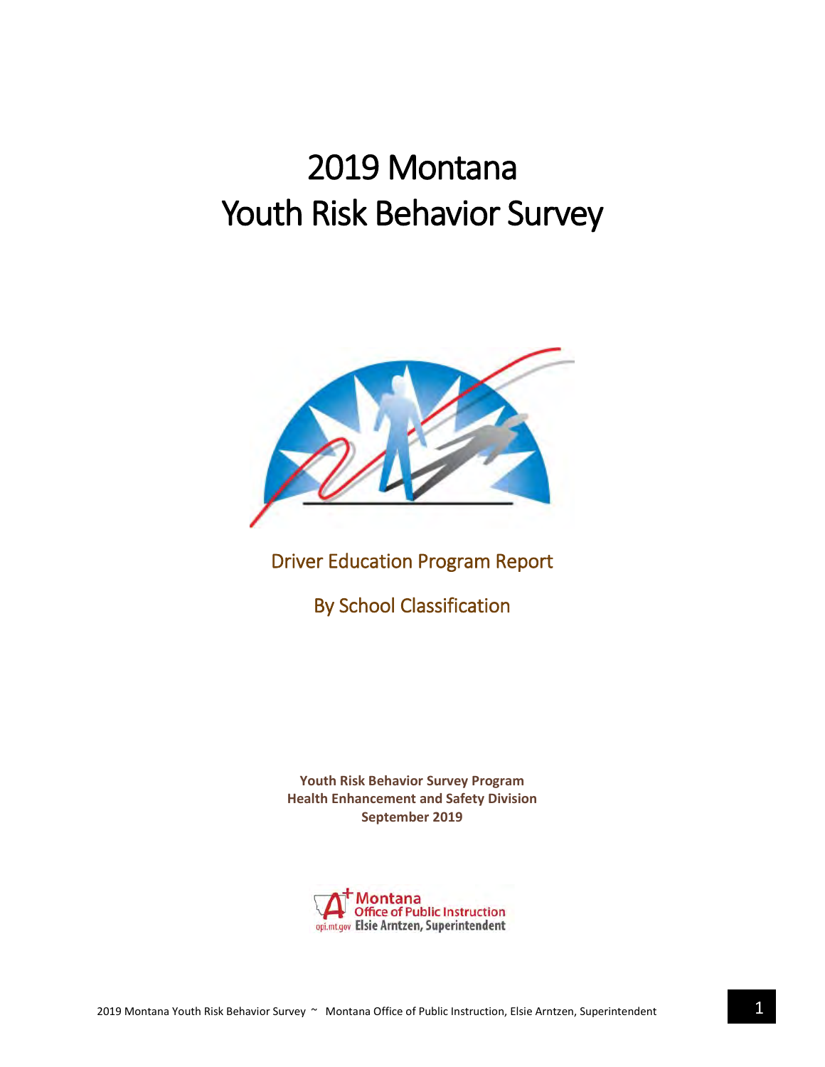# 2019 Montana
# Youth Risk Behavior Survey

## Driver Education Program Report

## By School Classification

**Youth Risk Behavior Survey Program**
**Health Enhancement and Safety Division**
**September 2019**

Montana
Office of Public Instruction
opi.mt.gov Elsie Arntzen, Superintendent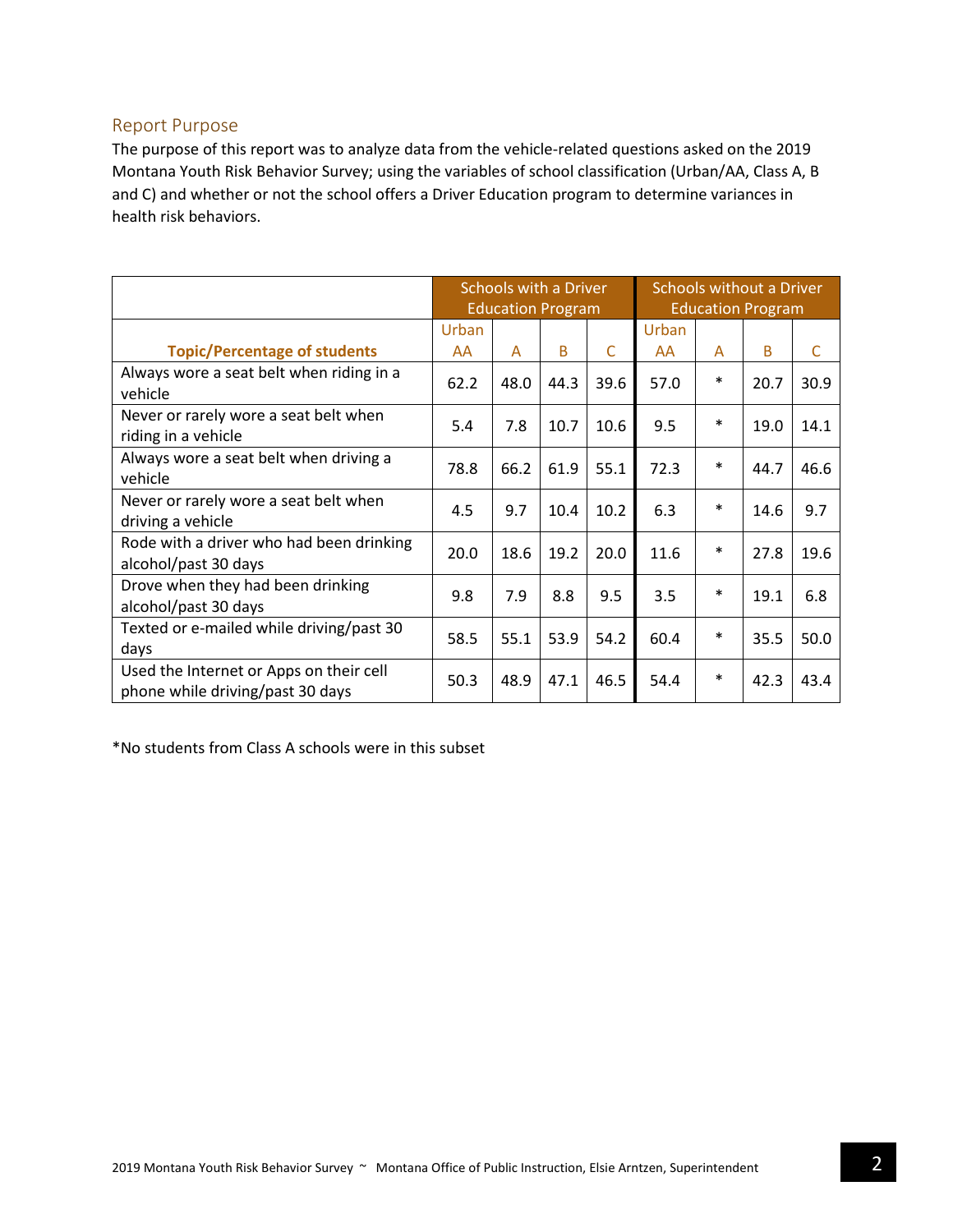## Report Purpose

The purpose of this report was to analyze data from the vehicle-related questions asked on the 2019 Montana Youth Risk Behavior Survey; using the variables of school classification (Urban/AA, Class A, B and C) and whether or not the school offers a Driver Education program to determine variances in health risk behaviors.

| | Schools with a Driver Education Program | | | | Schools without a Driver Education Program | | | |
|---|---|---|---|---|---|---|---|---|
| **Topic/Percentage of students** | Urban AA | A | B | C | Urban AA | A | B | C |
| Always wore a seat belt when riding in a vehicle | 62.2 | 48.0 | 44.3 | 39.6 | 57.0 | * | 20.7 | 30.9 |
| Never or rarely wore a seat belt when riding in a vehicle | 5.4 | 7.8 | 10.7 | 10.6 | 9.5 | * | 19.0 | 14.1 |
| Always wore a seat belt when driving a vehicle | 78.8 | 66.2 | 61.9 | 55.1 | 72.3 | * | 44.7 | 46.6 |
| Never or rarely wore a seat belt when driving a vehicle | 4.5 | 9.7 | 10.4 | 10.2 | 6.3 | * | 14.6 | 9.7 |
| Rode with a driver who had been drinking alcohol/past 30 days | 20.0 | 18.6 | 19.2 | 20.0 | 11.6 | * | 27.8 | 19.6 |
| Drove when they had been drinking alcohol/past 30 days | 9.8 | 7.9 | 8.8 | 9.5 | 3.5 | * | 19.1 | 6.8 |
| Texted or e-mailed while driving/past 30 days | 58.5 | 55.1 | 53.9 | 54.2 | 60.4 | * | 35.5 | 50.0 |
| Used the Internet or Apps on their cell phone while driving/past 30 days | 50.3 | 48.9 | 47.1 | 46.5 | 54.4 | * | 42.3 | 43.4 |

*No students from Class A schools were in this subset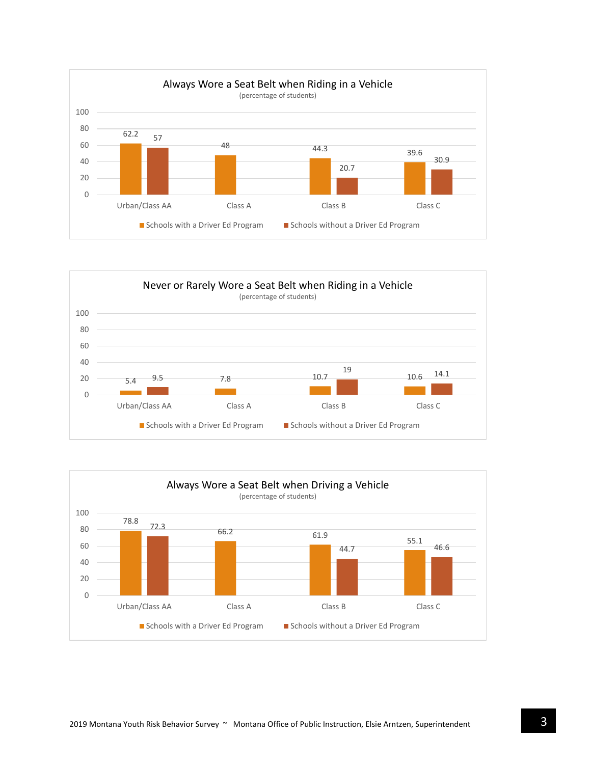## Always Wore a Seat Belt when Riding in a Vehicle

(percentage of students)

| | Schools with a Driver Ed Program | Schools without a Driver Ed Program |
|---|---|---|
| Urban/Class AA | 62.2 | 57 |
| Class A | 48 | |
| Class B | 44.3 | 20.7 |
| Class C | 39.6 | 30.9 |

## Never or Rarely Wore a Seat Belt when Riding in a Vehicle

(percentage of students)

| | Schools with a Driver Ed Program | Schools without a Driver Ed Program |
|---|---|---|
| Urban/Class AA | 5.4 | 9.5 |
| Class A | 7.8 | |
| Class B | 10.7 | 19 |
| Class C | 10.6 | 14.1 |

## Always Wore a Seat Belt when Driving a Vehicle

(percentage of students)

| | Schools with a Driver Ed Program | Schools without a Driver Ed Program |
|---|---|---|
| Urban/Class AA | 78.8 | 72.3 |
| Class A | 66.2 | |
| Class B | 61.9 | 44.7 |
| Class C | 55.1 | 46.6 |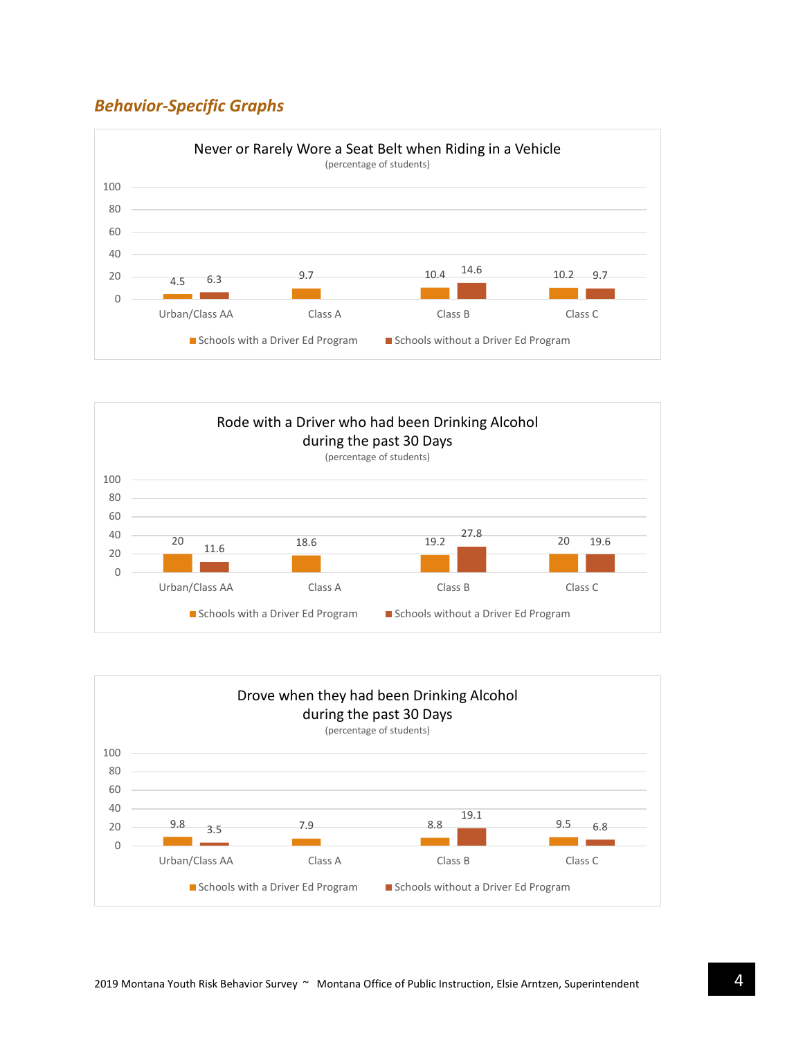## *Behavior-Specific Graphs*

### Never or Rarely Wore a Seat Belt when Riding in a Vehicle
(percentage of students)

| | Schools with a Driver Ed Program | Schools without a Driver Ed Program |
|---|---|---|
| Urban/Class AA | 4.5 | 6.3 |
| Class A | 9.7 | |
| Class B | 10.4 | 14.6 |
| Class C | 10.2 | 9.7 |

### Rode with a Driver who had been Drinking Alcohol during the past 30 Days
(percentage of students)

| | Schools with a Driver Ed Program | Schools without a Driver Ed Program |
|---|---|---|
| Urban/Class AA | 20 | 11.6 |
| Class A | 18.6 | |
| Class B | 19.2 | 27.8 |
| Class C | 20 | 19.6 |

### Drove when they had been Drinking Alcohol during the past 30 Days
(percentage of students)

| | Schools with a Driver Ed Program | Schools without a Driver Ed Program |
|---|---|---|
| Urban/Class AA | 9.8 | 3.5 |
| Class A | 7.9 | |
| Class B | 8.8 | 19.1 |
| Class C | 9.5 | 6.8 |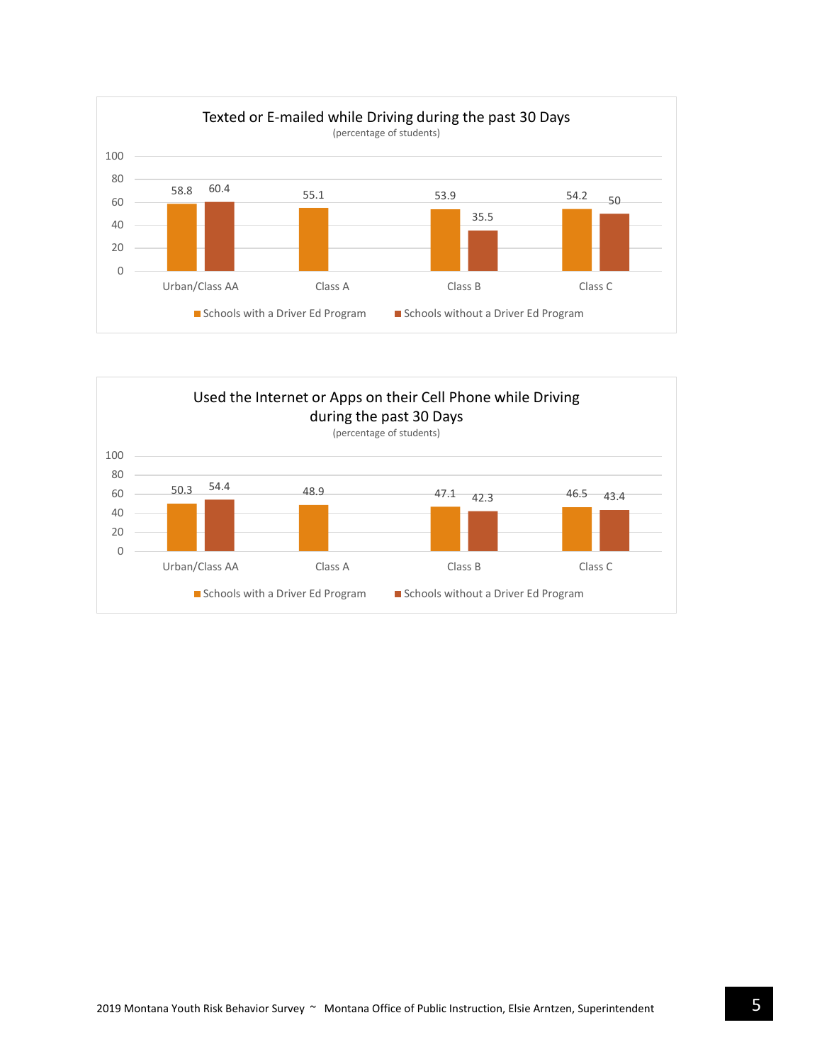## Texted or E-mailed while Driving during the past 30 Days

(percentage of students)

| | Schools with a Driver Ed Program | Schools without a Driver Ed Program |
|---|---|---|
| Urban/Class AA | 58.8 | 60.4 |
| Class A | 55.1 | |
| Class B | 53.9 | 35.5 |
| Class C | 54.2 | 50 |

## Used the Internet or Apps on their Cell Phone while Driving during the past 30 Days

(percentage of students)

| | Schools with a Driver Ed Program | Schools without a Driver Ed Program |
|---|---|---|
| Urban/Class AA | 50.3 | 54.4 |
| Class A | 48.9 | |
| Class B | 47.1 | 42.3 |
| Class C | 46.5 | 43.4 |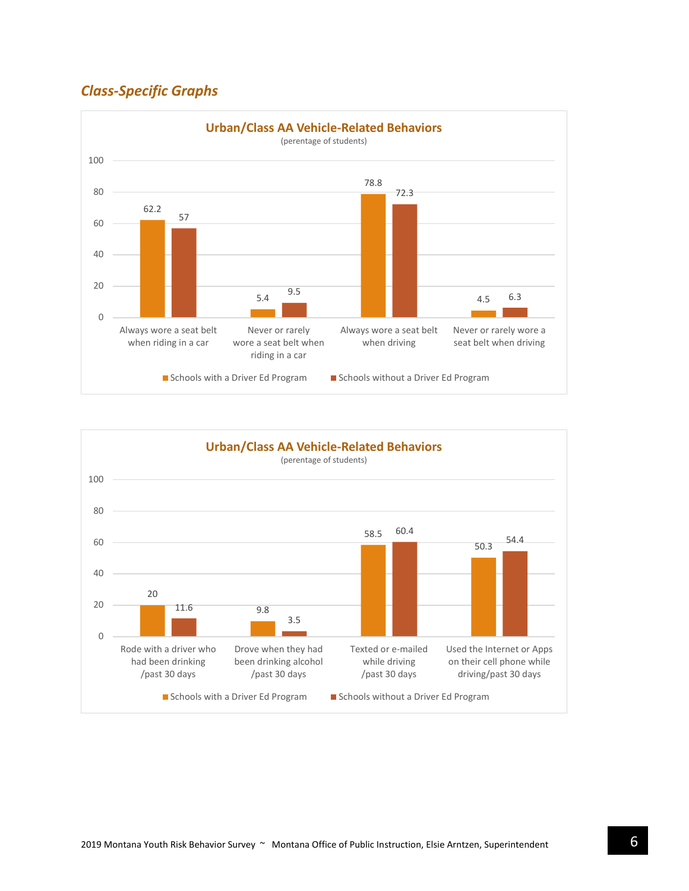## *Class-Specific Graphs*

**Urban/Class AA Vehicle-Related Behaviors**

(perentage of students)

| | Schools with a Driver Ed Program | Schools without a Driver Ed Program |
|---|---|---|
| Always wore a seat belt when riding in a car | 62.2 | 57 |
| Never or rarely wore a seat belt when riding in a car | 5.4 | 9.5 |
| Always wore a seat belt when driving | 78.8 | 72.3 |
| Never or rarely wore a seat belt when driving | 4.5 | 6.3 |

**Urban/Class AA Vehicle-Related Behaviors**

(perentage of students)

| | Schools with a Driver Ed Program | Schools without a Driver Ed Program |
|---|---|---|
| Rode with a driver who had been drinking /past 30 days | 20 | 11.6 |
| Drove when they had been drinking alcohol /past 30 days | 9.8 | 3.5 |
| Texted or e-mailed while driving /past 30 days | 58.5 | 60.4 |
| Used the Internet or Apps on their cell phone while driving/past 30 days | 50.3 | 54.4 |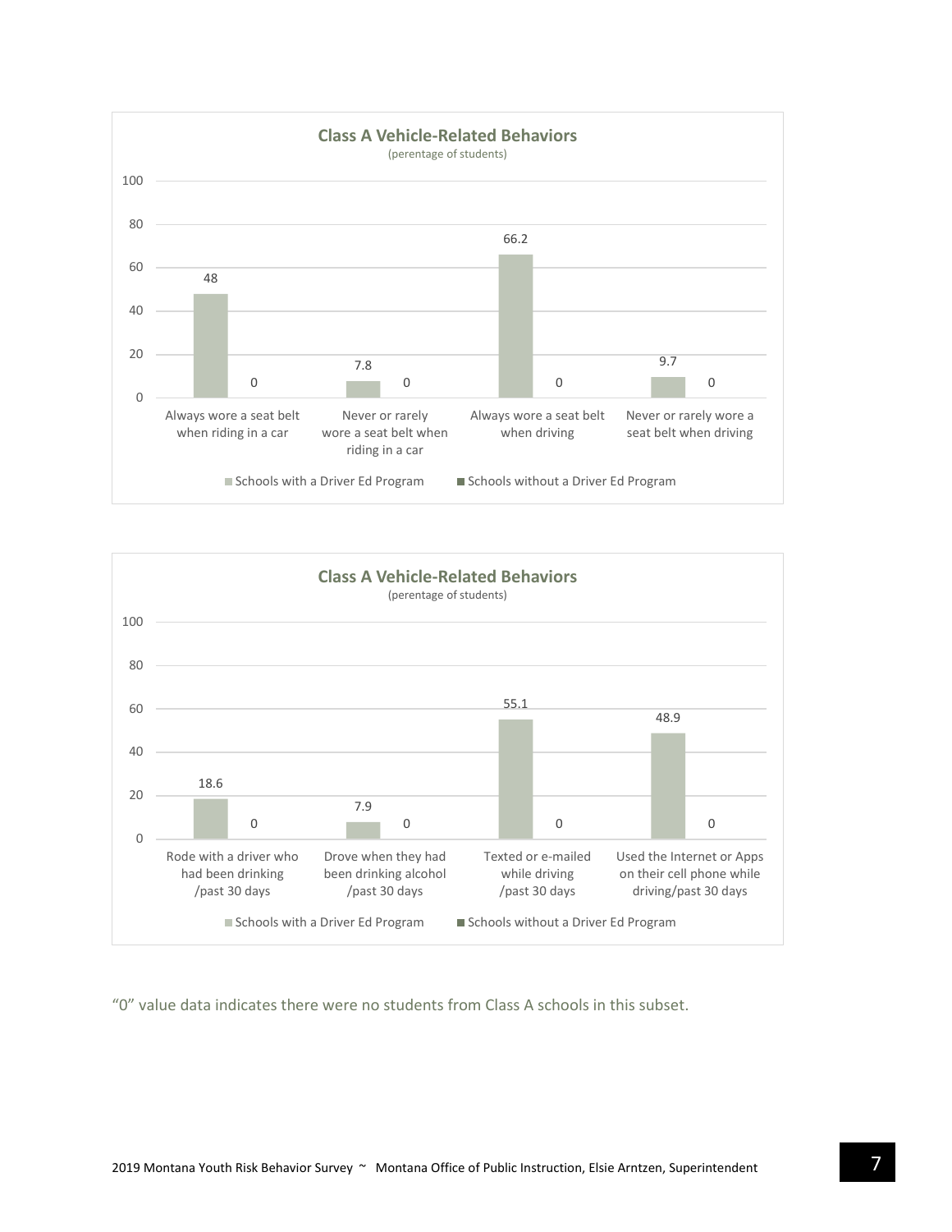**Class A Vehicle-Related Behaviors**
(perentage of students)

| | Schools with a Driver Ed Program | Schools without a Driver Ed Program |
| --- | --- | --- |
| Always wore a seat belt when riding in a car | 48 | 0 |
| Never or rarely wore a seat belt when riding in a car | 7.8 | 0 |
| Always wore a seat belt when driving | 66.2 | 0 |
| Never or rarely wore a seat belt when driving | 9.7 | 0 |

**Class A Vehicle-Related Behaviors**
(perentage of students)

| | Schools with a Driver Ed Program | Schools without a Driver Ed Program |
| --- | --- | --- |
| Rode with a driver who had been drinking /past 30 days | 18.6 | 0 |
| Drove when they had been drinking alcohol /past 30 days | 7.9 | 0 |
| Texted or e-mailed while driving /past 30 days | 55.1 | 0 |
| Used the Internet or Apps on their cell phone while driving/past 30 days | 48.9 | 0 |

"0" value data indicates there were no students from Class A schools in this subset.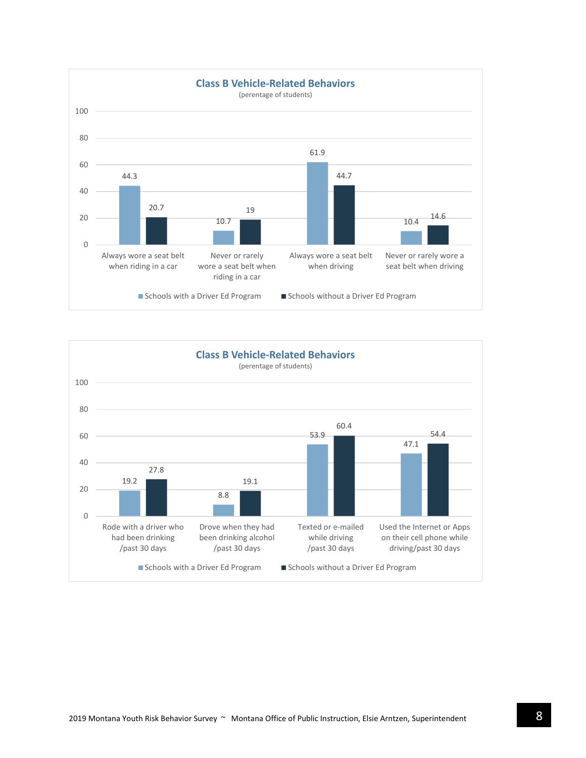## Class B Vehicle-Related Behaviors

(perentage of students)

| Behavior | Schools with a Driver Ed Program | Schools without a Driver Ed Program |
| --- | --- | --- |
| Always wore a seat belt when riding in a car | 44.3 | 20.7 |
| Never or rarely wore a seat belt when riding in a car | 10.7 | 19 |
| Always wore a seat belt when driving | 61.9 | 44.7 |
| Never or rarely wore a seat belt when driving | 10.4 | 14.6 |

## Class B Vehicle-Related Behaviors

(perentage of students)

| Behavior | Schools with a Driver Ed Program | Schools without a Driver Ed Program |
| --- | --- | --- |
| Rode with a driver who had been drinking /past 30 days | 19.2 | 27.8 |
| Drove when they had been drinking alcohol /past 30 days | 8.8 | 19.1 |
| Texted or e-mailed while driving /past 30 days | 53.9 | 60.4 |
| Used the Internet or Apps on their cell phone while driving/past 30 days | 47.1 | 54.4 |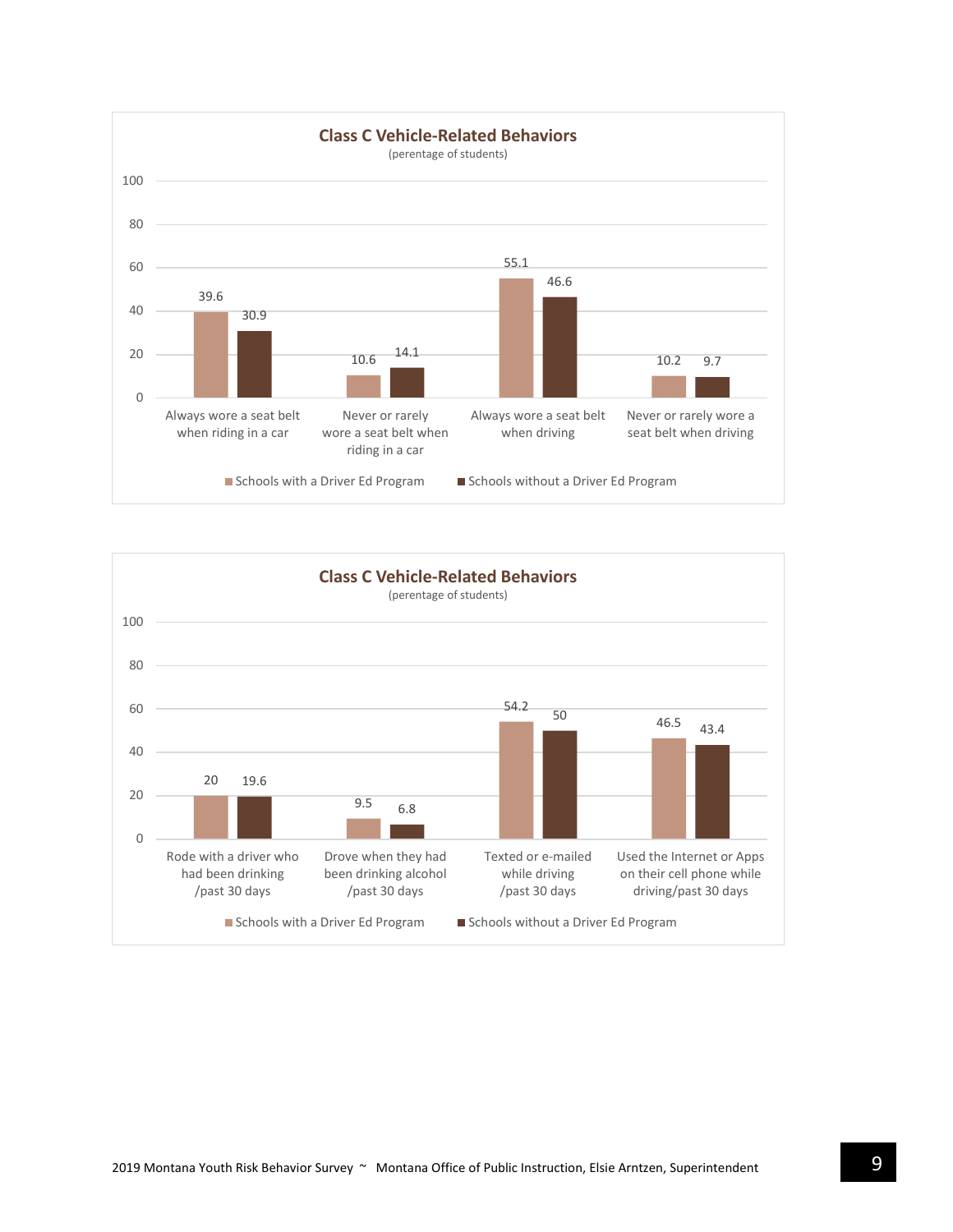## Class C Vehicle-Related Behaviors

(perentage of students)

| | Schools with a Driver Ed Program | Schools without a Driver Ed Program |
|---|---|---|
| Always wore a seat belt when riding in a car | 39.6 | 30.9 |
| Never or rarely wore a seat belt when riding in a car | 10.6 | 14.1 |
| Always wore a seat belt when driving | 55.1 | 46.6 |
| Never or rarely wore a seat belt when driving | 10.2 | 9.7 |

## Class C Vehicle-Related Behaviors

(perentage of students)

| | Schools with a Driver Ed Program | Schools without a Driver Ed Program |
|---|---|---|
| Rode with a driver who had been drinking /past 30 days | 20 | 19.6 |
| Drove when they had been drinking alcohol /past 30 days | 9.5 | 6.8 |
| Texted or e-mailed while driving /past 30 days | 54.2 | 50 |
| Used the Internet or Apps on their cell phone while driving/past 30 days | 46.5 | 43.4 |

2019 Montana Youth Risk Behavior Survey ~ Montana Office of Public Instruction, Elsie Arntzen, Superintendent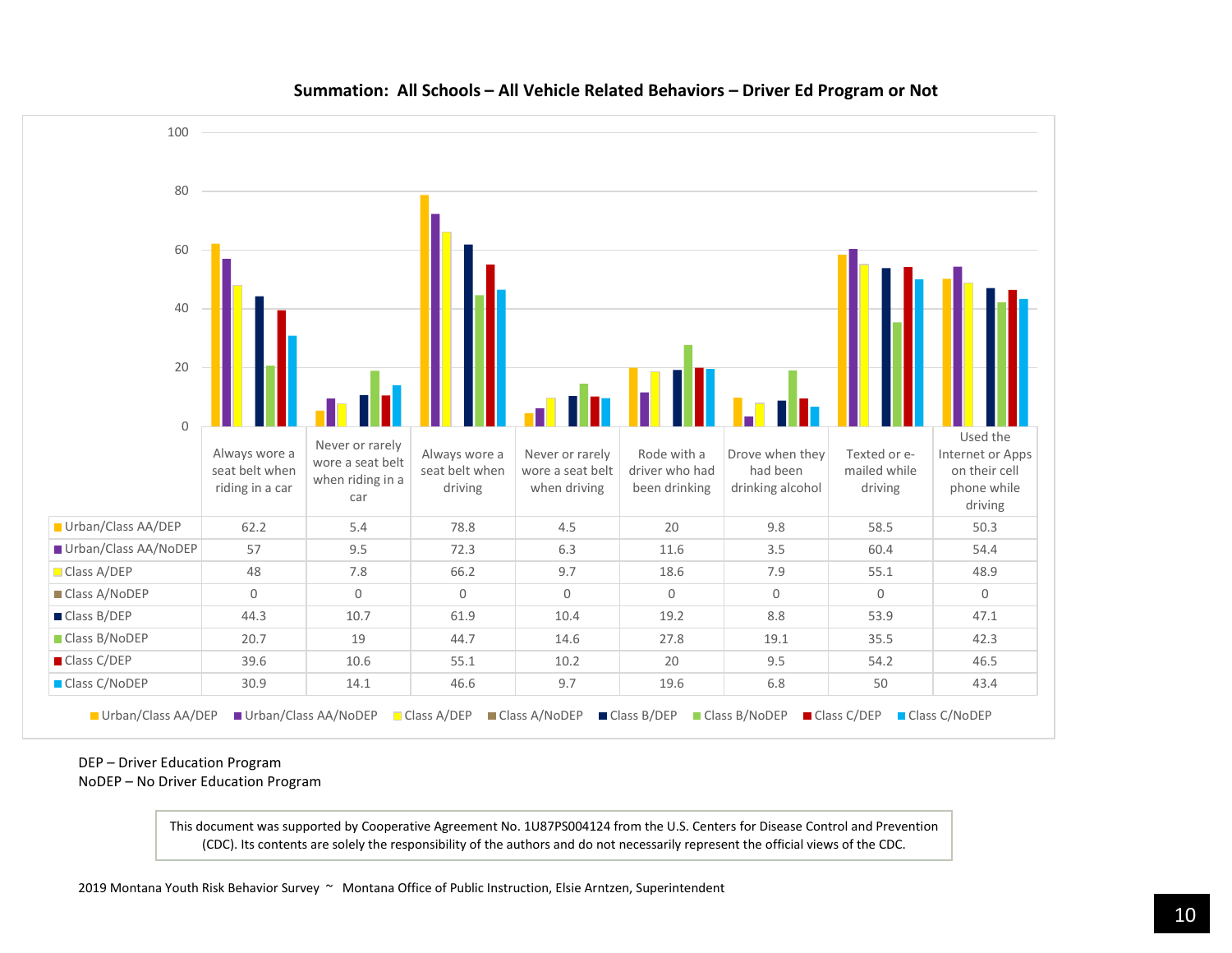**Summation: All Schools – All Vehicle Related Behaviors – Driver Ed Program or Not**

100
80
60
40
20
0

| | Always wore a seat belt when riding in a car | Never or rarely wore a seat belt when riding in a car | Always wore a seat belt when driving | Never or rarely wore a seat belt when driving | Rode with a driver who had been drinking | Drove when they had been drinking alcohol | Texted or e-mailed while driving | Used the Internet or Apps on their cell phone while driving |
|---|---|---|---|---|---|---|---|---|
| Urban/Class AA/DEP | 62.2 | 5.4 | 78.8 | 4.5 | 20 | 9.8 | 58.5 | 50.3 |
| Urban/Class AA/NoDEP | 57 | 9.5 | 72.3 | 6.3 | 11.6 | 3.5 | 60.4 | 54.4 |
| Class A/DEP | 48 | 7.8 | 66.2 | 9.7 | 18.6 | 7.9 | 55.1 | 48.9 |
| Class A/NoDEP | 0 | 0 | 0 | 0 | 0 | 0 | 0 | 0 |
| Class B/DEP | 44.3 | 10.7 | 61.9 | 10.4 | 19.2 | 8.8 | 53.9 | 47.1 |
| Class B/NoDEP | 20.7 | 19 | 44.7 | 14.6 | 27.8 | 19.1 | 35.5 | 42.3 |
| Class C/DEP | 39.6 | 10.6 | 55.1 | 10.2 | 20 | 9.5 | 54.2 | 46.5 |
| Class C/NoDEP | 30.9 | 14.1 | 46.6 | 9.7 | 19.6 | 6.8 | 50 | 43.4 |

Urban/Class AA/DEP, Urban/Class AA/NoDEP, Class A/DEP, Class A/NoDEP, Class B/DEP, Class B/NoDEP, Class C/DEP, Class C/NoDEP

DEP – Driver Education Program
NoDEP – No Driver Education Program

This document was supported by Cooperative Agreement No. 1U87PS004124 from the U.S. Centers for Disease Control and Prevention (CDC). Its contents are solely the responsibility of the authors and do not necessarily represent the official views of the CDC.